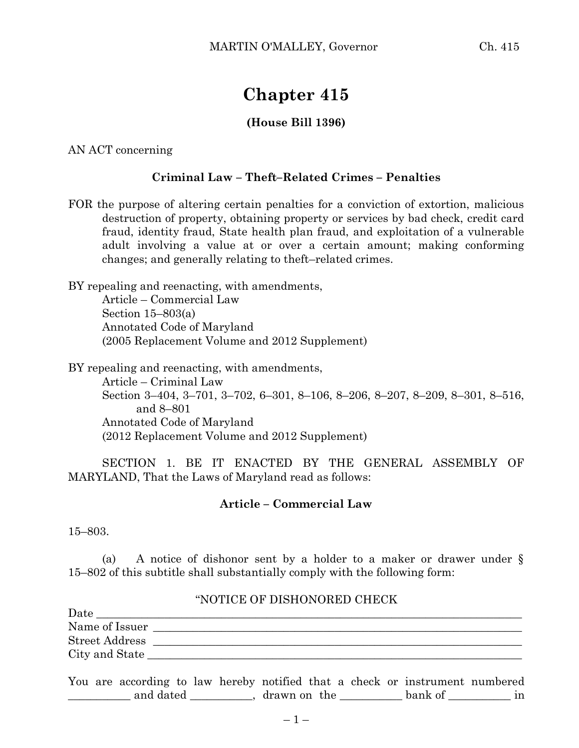# Chapter 415

**(House Bill 1396)**

AN ACT concerning

**Criminal Law – Theft–Related Crimes – Penalties**

FOR the purpose of altering certain penalties for a conviction of extortion, malicious destruction of property, obtaining property or services by bad check, credit card fraud, identity fraud, State health plan fraud, and exploitation of a vulnerable adult involving a value at or over a certain amount; making conforming changes; and generally relating to theft–related crimes.

BY repealing and reenacting, with amendments,
Article – Commercial Law
Section 15–803(a)
Annotated Code of Maryland
(2005 Replacement Volume and 2012 Supplement)

BY repealing and reenacting, with amendments,
Article – Criminal Law
Section 3–404, 3–701, 3–702, 6–301, 8–106, 8–206, 8–207, 8–209, 8–301, 8–516, and 8–801
Annotated Code of Maryland
(2012 Replacement Volume and 2012 Supplement)

SECTION 1. BE IT ENACTED BY THE GENERAL ASSEMBLY OF MARYLAND, That the Laws of Maryland read as follows:

**Article – Commercial Law**

15–803.

(a) A notice of dishonor sent by a holder to a maker or drawer under § 15–802 of this subtitle shall substantially comply with the following form:

"NOTICE OF DISHONORED CHECK

Date ____________________________________________

Name of Issuer ____________________________________

Street Address ____________________________________

City and State ____________________________________

You are according to law hereby notified that a check or instrument numbered ___________ and dated ___________, drawn on the ___________ bank of ___________ in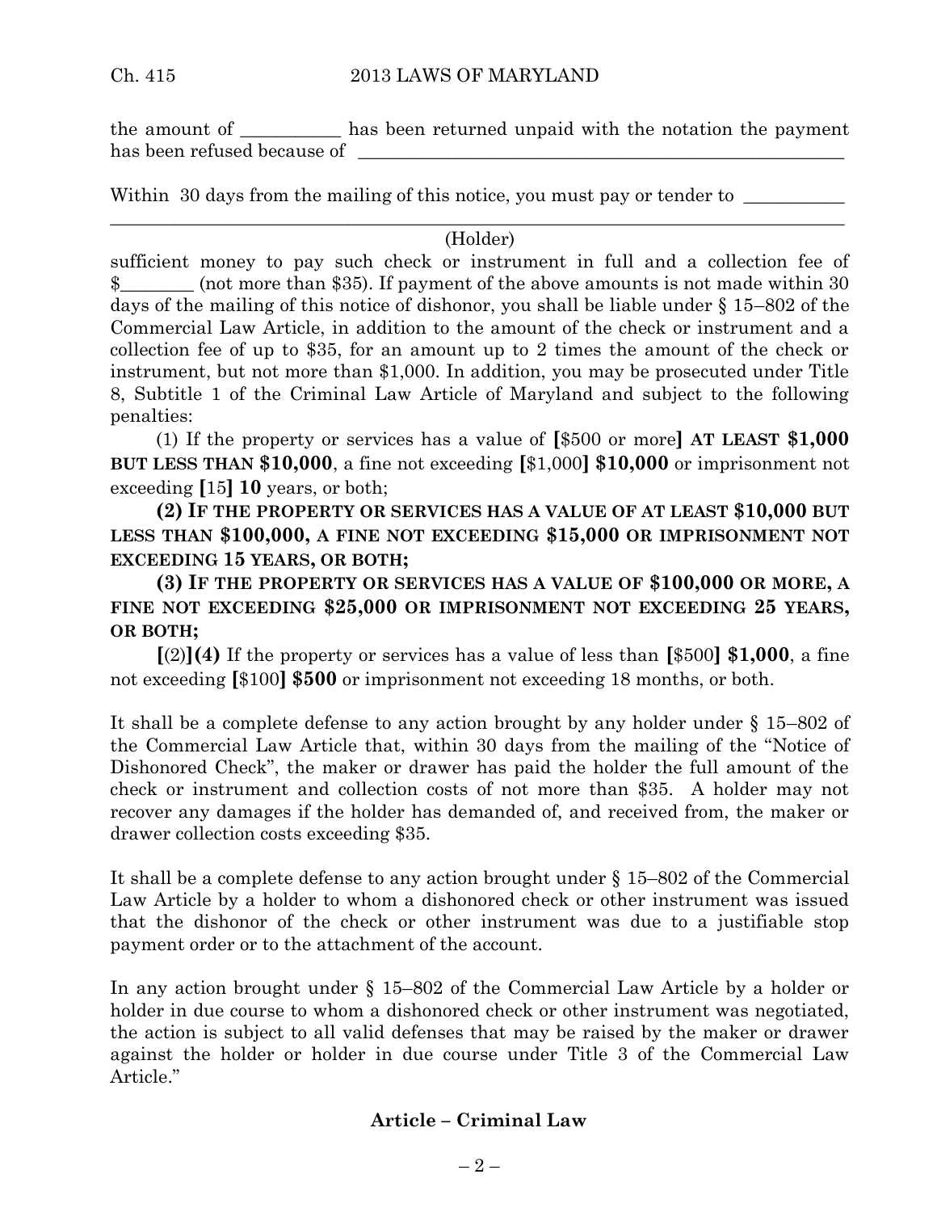the amount of ___________ has been returned unpaid with the notation the payment has been refused because of ________________________________________________________

Within 30 days from the mailing of this notice, you must pay or tender to ___________
_____________________________________________________________________________

(Holder)

sufficient money to pay such check or instrument in full and a collection fee of $________ (not more than $35). If payment of the above amounts is not made within 30 days of the mailing of this notice of dishonor, you shall be liable under § 15–802 of the Commercial Law Article, in addition to the amount of the check or instrument and a collection fee of up to $35, for an amount up to 2 times the amount of the check or instrument, but not more than $1,000. In addition, you may be prosecuted under Title 8, Subtitle 1 of the Criminal Law Article of Maryland and subject to the following penalties:

(1) If the property or services has a value of [$500 or more] **AT LEAST $1,000 BUT LESS THAN $10,000**, a fine not exceeding [$1,000] **$10,000** or imprisonment not exceeding [15] **10** years, or both;

**(2) IF THE PROPERTY OR SERVICES HAS A VALUE OF AT LEAST $10,000 BUT LESS THAN $100,000, A FINE NOT EXCEEDING $15,000 OR IMPRISONMENT NOT EXCEEDING 15 YEARS, OR BOTH;**

**(3) IF THE PROPERTY OR SERVICES HAS A VALUE OF $100,000 OR MORE, A FINE NOT EXCEEDING $25,000 OR IMPRISONMENT NOT EXCEEDING 25 YEARS, OR BOTH;**

[(2)]**(4)** If the property or services has a value of less than [$500] **$1,000**, a fine not exceeding [$100] **$500** or imprisonment not exceeding 18 months, or both.

It shall be a complete defense to any action brought by any holder under § 15–802 of the Commercial Law Article that, within 30 days from the mailing of the "Notice of Dishonored Check", the maker or drawer has paid the holder the full amount of the check or instrument and collection costs of not more than $35. A holder may not recover any damages if the holder has demanded of, and received from, the maker or drawer collection costs exceeding $35.

It shall be a complete defense to any action brought under § 15–802 of the Commercial Law Article by a holder to whom a dishonored check or other instrument was issued that the dishonor of the check or other instrument was due to a justifiable stop payment order or to the attachment of the account.

In any action brought under § 15–802 of the Commercial Law Article by a holder or holder in due course to whom a dishonored check or other instrument was negotiated, the action is subject to all valid defenses that may be raised by the maker or drawer against the holder or holder in due course under Title 3 of the Commercial Law Article."

## Article – Criminal Law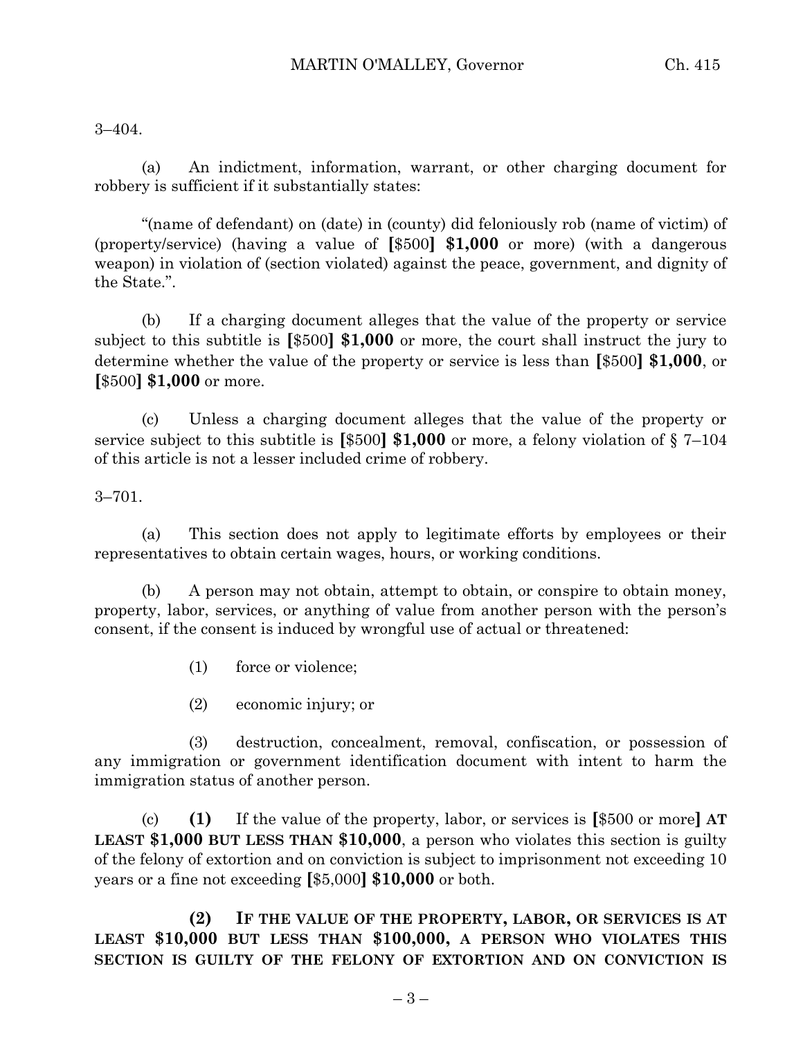3–404.

(a) An indictment, information, warrant, or other charging document for robbery is sufficient if it substantially states:

"(name of defendant) on (date) in (county) did feloniously rob (name of victim) of (property/service) (having a value of **[**$500**] $1,000** or more) (with a dangerous weapon) in violation of (section violated) against the peace, government, and dignity of the State.".

(b) If a charging document alleges that the value of the property or service subject to this subtitle is **[**$500**] $1,000** or more, the court shall instruct the jury to determine whether the value of the property or service is less than **[**$500**] $1,000**, or **[**$500**] $1,000** or more.

(c) Unless a charging document alleges that the value of the property or service subject to this subtitle is **[**$500**] $1,000** or more, a felony violation of § 7–104 of this article is not a lesser included crime of robbery.

3–701.

(a) This section does not apply to legitimate efforts by employees or their representatives to obtain certain wages, hours, or working conditions.

(b) A person may not obtain, attempt to obtain, or conspire to obtain money, property, labor, services, or anything of value from another person with the person's consent, if the consent is induced by wrongful use of actual or threatened:

(1) force or violence;

(2) economic injury; or

(3) destruction, concealment, removal, confiscation, or possession of any immigration or government identification document with intent to harm the immigration status of another person.

(c) **(1)** If the value of the property, labor, or services is **[**$500 or more**] AT LEAST $1,000 BUT LESS THAN $10,000**, a person who violates this section is guilty of the felony of extortion and on conviction is subject to imprisonment not exceeding 10 years or a fine not exceeding **[**$5,000**] $10,000** or both.

**(2) IF THE VALUE OF THE PROPERTY, LABOR, OR SERVICES IS AT LEAST $10,000 BUT LESS THAN $100,000, A PERSON WHO VIOLATES THIS SECTION IS GUILTY OF THE FELONY OF EXTORTION AND ON CONVICTION IS**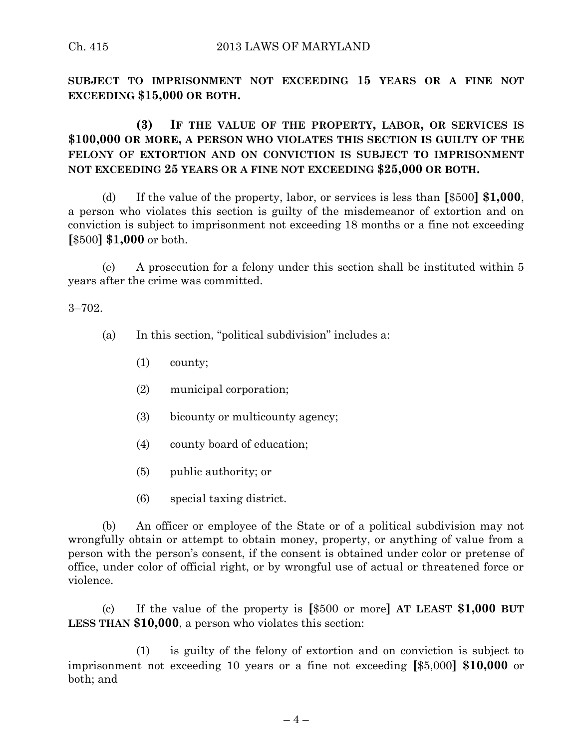**SUBJECT TO IMPRISONMENT NOT EXCEEDING 15 YEARS OR A FINE NOT EXCEEDING $15,000 OR BOTH.**

**(3) IF THE VALUE OF THE PROPERTY, LABOR, OR SERVICES IS $100,000 OR MORE, A PERSON WHO VIOLATES THIS SECTION IS GUILTY OF THE FELONY OF EXTORTION AND ON CONVICTION IS SUBJECT TO IMPRISONMENT NOT EXCEEDING 25 YEARS OR A FINE NOT EXCEEDING $25,000 OR BOTH.**

(d) If the value of the property, labor, or services is less than **[**$500**] $1,000**, a person who violates this section is guilty of the misdemeanor of extortion and on conviction is subject to imprisonment not exceeding 18 months or a fine not exceeding **[**$500**] $1,000** or both.

(e) A prosecution for a felony under this section shall be instituted within 5 years after the crime was committed.

3–702.

(a) In this section, "political subdivision" includes a:

(1) county;

(2) municipal corporation;

(3) bicounty or multicounty agency;

(4) county board of education;

(5) public authority; or

(6) special taxing district.

(b) An officer or employee of the State or of a political subdivision may not wrongfully obtain or attempt to obtain money, property, or anything of value from a person with the person's consent, if the consent is obtained under color or pretense of office, under color of official right, or by wrongful use of actual or threatened force or violence.

(c) If the value of the property is **[**$500 or more**] AT LEAST $1,000 BUT LESS THAN $10,000**, a person who violates this section:

(1) is guilty of the felony of extortion and on conviction is subject to imprisonment not exceeding 10 years or a fine not exceeding **[**$5,000**] $10,000** or both; and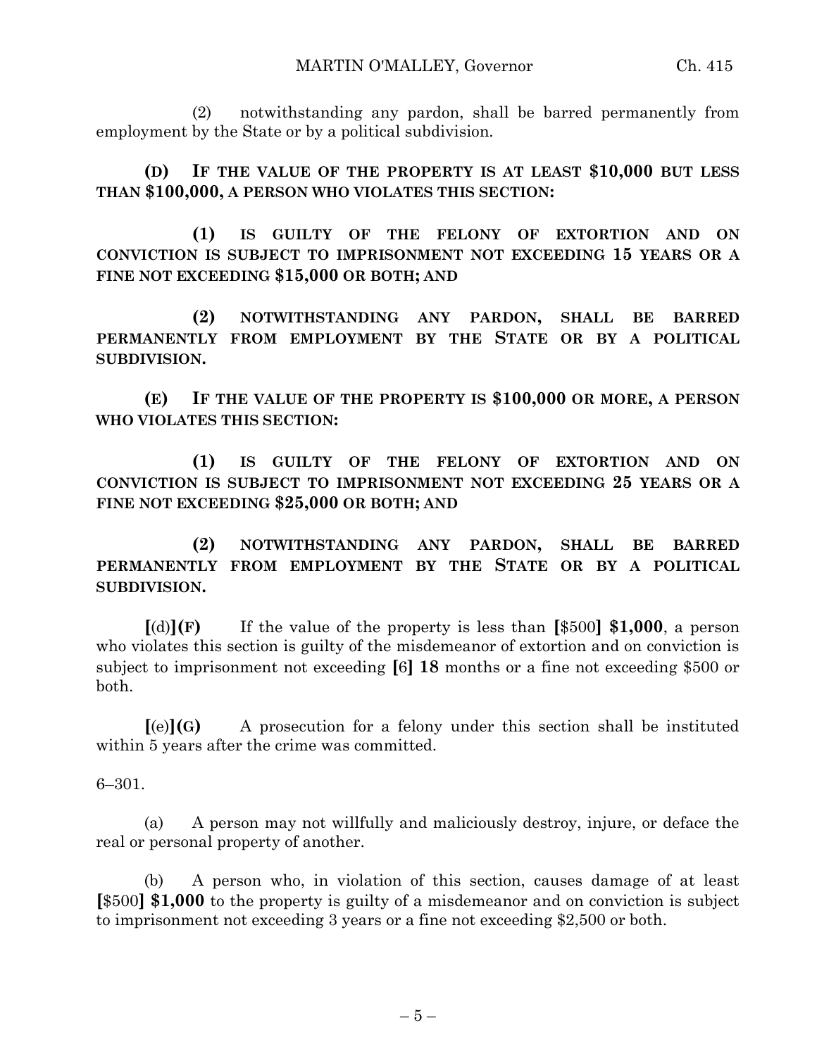(2) notwithstanding any pardon, shall be barred permanently from employment by the State or by a political subdivision.

**(D) IF THE VALUE OF THE PROPERTY IS AT LEAST $10,000 BUT LESS THAN $100,000, A PERSON WHO VIOLATES THIS SECTION:**

**(1) IS GUILTY OF THE FELONY OF EXTORTION AND ON CONVICTION IS SUBJECT TO IMPRISONMENT NOT EXCEEDING 15 YEARS OR A FINE NOT EXCEEDING $15,000 OR BOTH; AND**

**(2) NOTWITHSTANDING ANY PARDON, SHALL BE BARRED PERMANENTLY FROM EMPLOYMENT BY THE STATE OR BY A POLITICAL SUBDIVISION.**

**(E) IF THE VALUE OF THE PROPERTY IS $100,000 OR MORE, A PERSON WHO VIOLATES THIS SECTION:**

**(1) IS GUILTY OF THE FELONY OF EXTORTION AND ON CONVICTION IS SUBJECT TO IMPRISONMENT NOT EXCEEDING 25 YEARS OR A FINE NOT EXCEEDING $25,000 OR BOTH; AND**

**(2) NOTWITHSTANDING ANY PARDON, SHALL BE BARRED PERMANENTLY FROM EMPLOYMENT BY THE STATE OR BY A POLITICAL SUBDIVISION.**

**[**(d)**](F)** If the value of the property is less than **[**$500**] $1,000**, a person who violates this section is guilty of the misdemeanor of extortion and on conviction is subject to imprisonment not exceeding **[**6**] 18** months or a fine not exceeding $500 or both.

**[**(e)**](G)** A prosecution for a felony under this section shall be instituted within 5 years after the crime was committed.

6–301.

(a) A person may not willfully and maliciously destroy, injure, or deface the real or personal property of another.

(b) A person who, in violation of this section, causes damage of at least **[**$500**] $1,000** to the property is guilty of a misdemeanor and on conviction is subject to imprisonment not exceeding 3 years or a fine not exceeding $2,500 or both.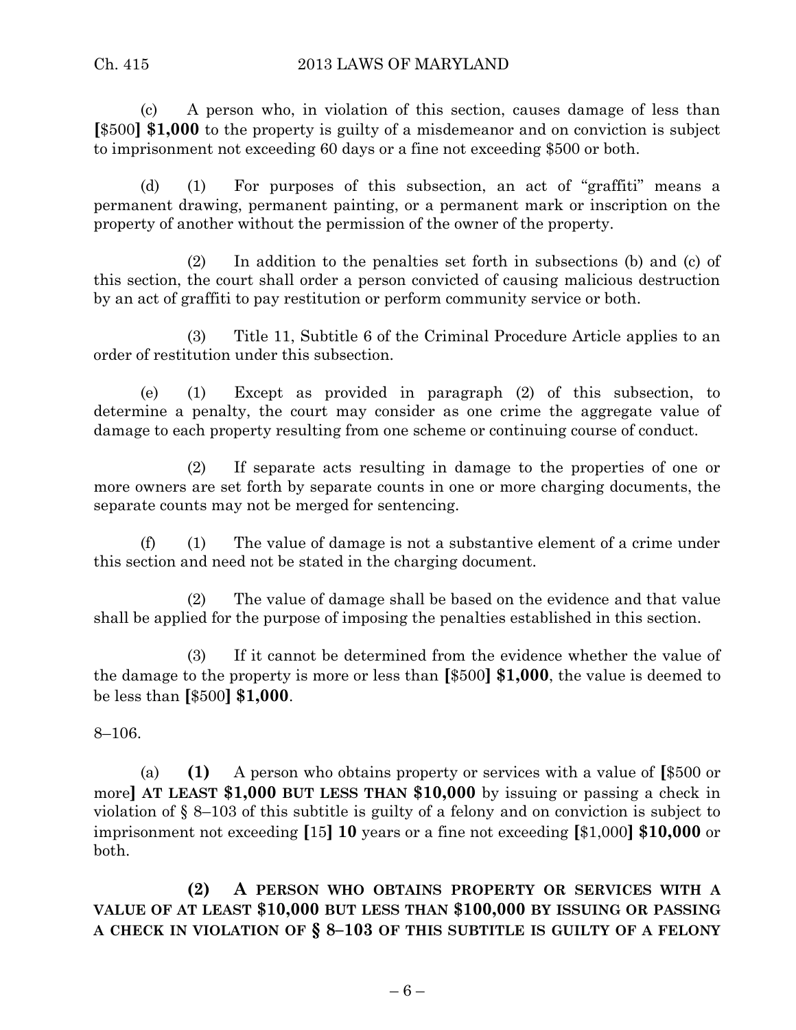(c) A person who, in violation of this section, causes damage of less than [$500] **$1,000** to the property is guilty of a misdemeanor and on conviction is subject to imprisonment not exceeding 60 days or a fine not exceeding $500 or both.

(d) (1) For purposes of this subsection, an act of "graffiti" means a permanent drawing, permanent painting, or a permanent mark or inscription on the property of another without the permission of the owner of the property.

(2) In addition to the penalties set forth in subsections (b) and (c) of this section, the court shall order a person convicted of causing malicious destruction by an act of graffiti to pay restitution or perform community service or both.

(3) Title 11, Subtitle 6 of the Criminal Procedure Article applies to an order of restitution under this subsection.

(e) (1) Except as provided in paragraph (2) of this subsection, to determine a penalty, the court may consider as one crime the aggregate value of damage to each property resulting from one scheme or continuing course of conduct.

(2) If separate acts resulting in damage to the properties of one or more owners are set forth by separate counts in one or more charging documents, the separate counts may not be merged for sentencing.

(f) (1) The value of damage is not a substantive element of a crime under this section and need not be stated in the charging document.

(2) The value of damage shall be based on the evidence and that value shall be applied for the purpose of imposing the penalties established in this section.

(3) If it cannot be determined from the evidence whether the value of the damage to the property is more or less than [$500] **$1,000**, the value is deemed to be less than [$500] **$1,000**.

8–106.

(a) **(1)** A person who obtains property or services with a value of [$500 or more] **AT LEAST $1,000 BUT LESS THAN $10,000** by issuing or passing a check in violation of § 8–103 of this subtitle is guilty of a felony and on conviction is subject to imprisonment not exceeding [15] **10** years or a fine not exceeding [$1,000] **$10,000** or both.

**(2) A PERSON WHO OBTAINS PROPERTY OR SERVICES WITH A VALUE OF AT LEAST $10,000 BUT LESS THAN $100,000 BY ISSUING OR PASSING A CHECK IN VIOLATION OF § 8–103 OF THIS SUBTITLE IS GUILTY OF A FELONY**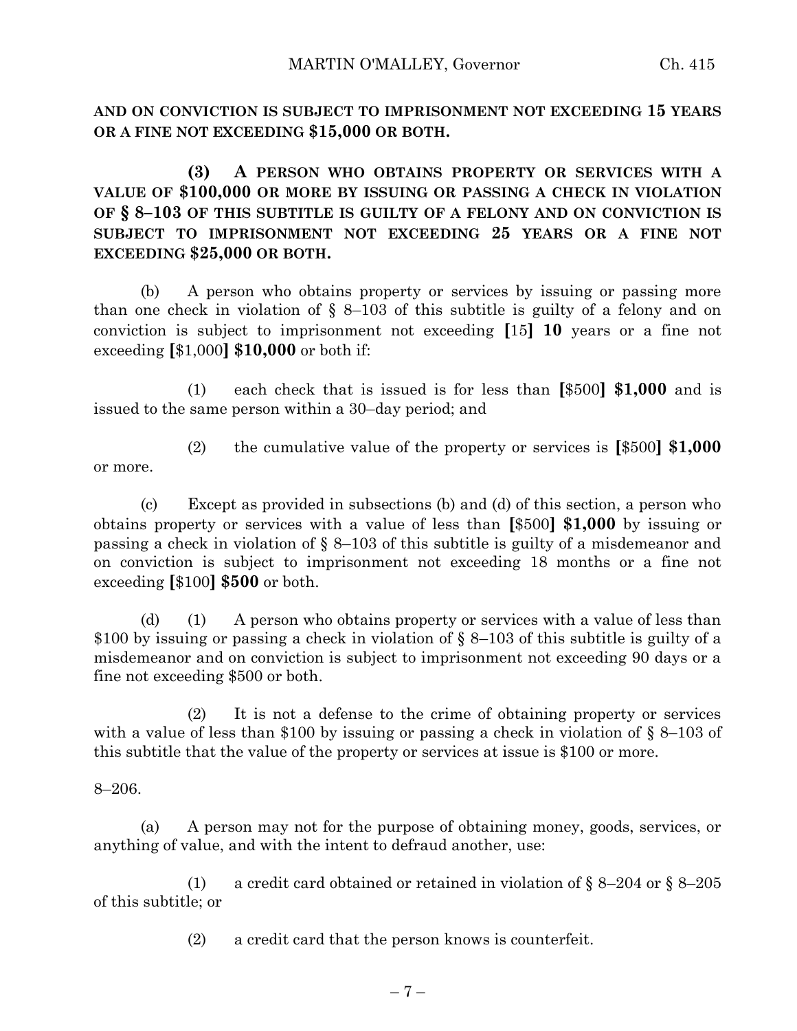**AND ON CONVICTION IS SUBJECT TO IMPRISONMENT NOT EXCEEDING 15 YEARS OR A FINE NOT EXCEEDING $15,000 OR BOTH.**

**(3) A PERSON WHO OBTAINS PROPERTY OR SERVICES WITH A VALUE OF $100,000 OR MORE BY ISSUING OR PASSING A CHECK IN VIOLATION OF § 8–103 OF THIS SUBTITLE IS GUILTY OF A FELONY AND ON CONVICTION IS SUBJECT TO IMPRISONMENT NOT EXCEEDING 25 YEARS OR A FINE NOT EXCEEDING $25,000 OR BOTH.**

(b) A person who obtains property or services by issuing or passing more than one check in violation of § 8–103 of this subtitle is guilty of a felony and on conviction is subject to imprisonment not exceeding **[**15**] 10** years or a fine not exceeding **[**$1,000**] $10,000** or both if:

(1) each check that is issued is for less than **[**$500**] $1,000** and is issued to the same person within a 30–day period; and

(2) the cumulative value of the property or services is **[**$500**] $1,000** or more.

(c) Except as provided in subsections (b) and (d) of this section, a person who obtains property or services with a value of less than **[**$500**] $1,000** by issuing or passing a check in violation of § 8–103 of this subtitle is guilty of a misdemeanor and on conviction is subject to imprisonment not exceeding 18 months or a fine not exceeding **[**$100**] $500** or both.

(d) (1) A person who obtains property or services with a value of less than $100 by issuing or passing a check in violation of § 8–103 of this subtitle is guilty of a misdemeanor and on conviction is subject to imprisonment not exceeding 90 days or a fine not exceeding $500 or both.

(2) It is not a defense to the crime of obtaining property or services with a value of less than $100 by issuing or passing a check in violation of § 8–103 of this subtitle that the value of the property or services at issue is $100 or more.

8–206.

(a) A person may not for the purpose of obtaining money, goods, services, or anything of value, and with the intent to defraud another, use:

(1) a credit card obtained or retained in violation of § 8–204 or § 8–205 of this subtitle; or

(2) a credit card that the person knows is counterfeit.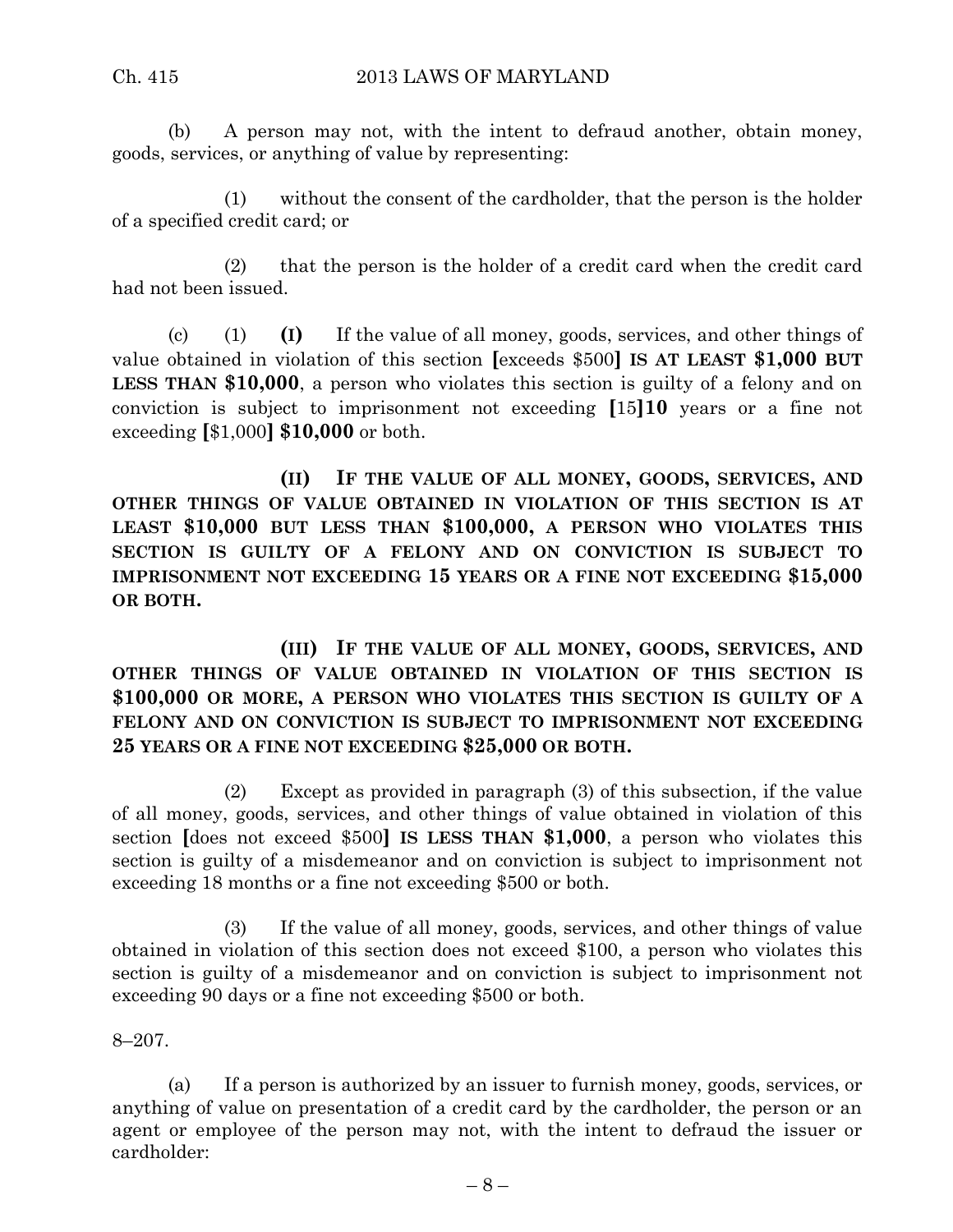(b) A person may not, with the intent to defraud another, obtain money, goods, services, or anything of value by representing:

(1) without the consent of the cardholder, that the person is the holder of a specified credit card; or

(2) that the person is the holder of a credit card when the credit card had not been issued.

(c) (1) **(I)** If the value of all money, goods, services, and other things of value obtained in violation of this section [exceeds $500] **IS AT LEAST $1,000 BUT LESS THAN $10,000**, a person who violates this section is guilty of a felony and on conviction is subject to imprisonment not exceeding [15]**10** years or a fine not exceeding [$1,000] **$10,000** or both.

**(II) IF THE VALUE OF ALL MONEY, GOODS, SERVICES, AND OTHER THINGS OF VALUE OBTAINED IN VIOLATION OF THIS SECTION IS AT LEAST $10,000 BUT LESS THAN $100,000, A PERSON WHO VIOLATES THIS SECTION IS GUILTY OF A FELONY AND ON CONVICTION IS SUBJECT TO IMPRISONMENT NOT EXCEEDING 15 YEARS OR A FINE NOT EXCEEDING $15,000 OR BOTH.**

**(III) IF THE VALUE OF ALL MONEY, GOODS, SERVICES, AND OTHER THINGS OF VALUE OBTAINED IN VIOLATION OF THIS SECTION IS $100,000 OR MORE, A PERSON WHO VIOLATES THIS SECTION IS GUILTY OF A FELONY AND ON CONVICTION IS SUBJECT TO IMPRISONMENT NOT EXCEEDING 25 YEARS OR A FINE NOT EXCEEDING $25,000 OR BOTH.**

(2) Except as provided in paragraph (3) of this subsection, if the value of all money, goods, services, and other things of value obtained in violation of this section [does not exceed $500] **IS LESS THAN $1,000**, a person who violates this section is guilty of a misdemeanor and on conviction is subject to imprisonment not exceeding 18 months or a fine not exceeding $500 or both.

(3) If the value of all money, goods, services, and other things of value obtained in violation of this section does not exceed $100, a person who violates this section is guilty of a misdemeanor and on conviction is subject to imprisonment not exceeding 90 days or a fine not exceeding $500 or both.

8–207.

(a) If a person is authorized by an issuer to furnish money, goods, services, or anything of value on presentation of a credit card by the cardholder, the person or an agent or employee of the person may not, with the intent to defraud the issuer or cardholder: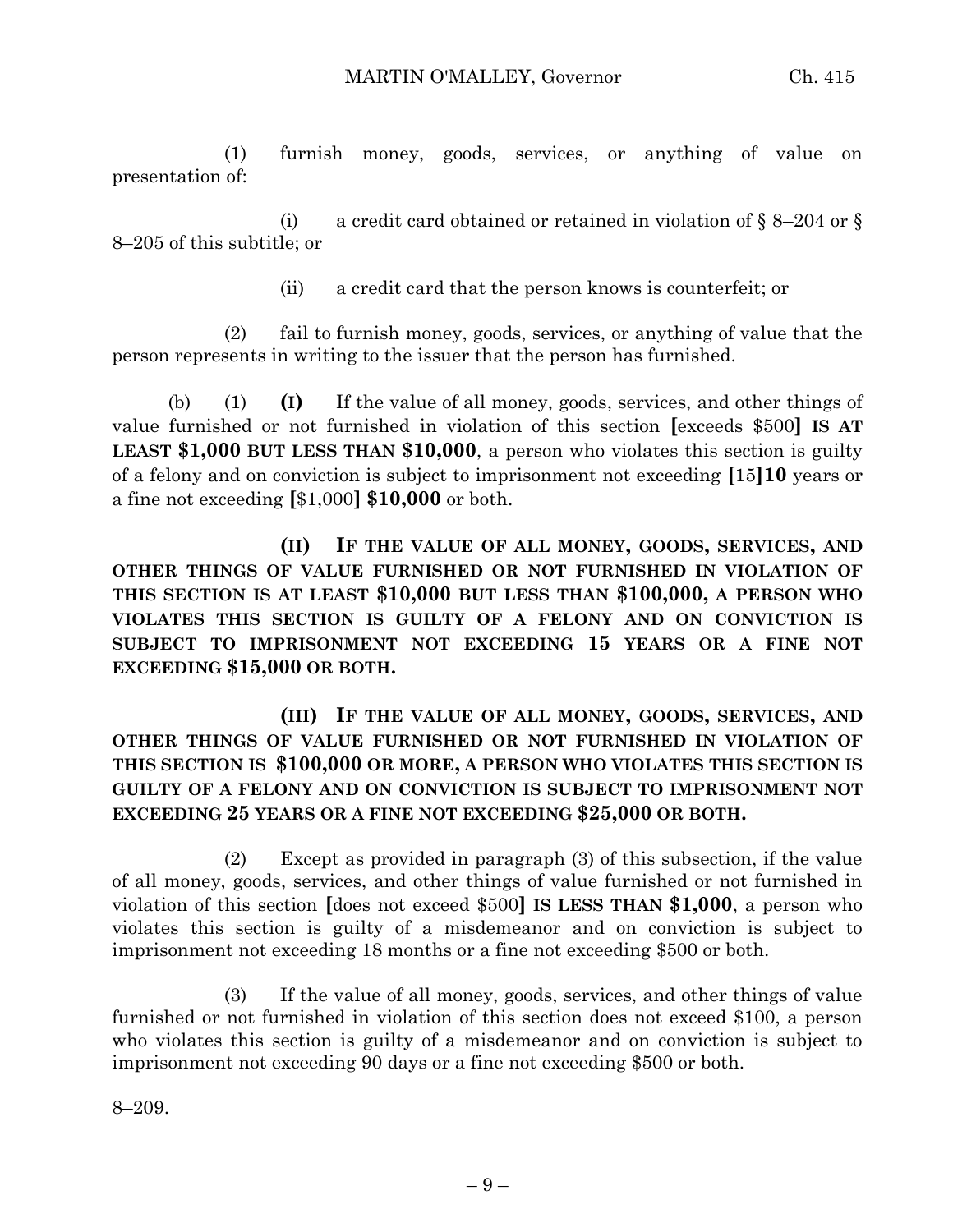(1) furnish money, goods, services, or anything of value on presentation of:

(i) a credit card obtained or retained in violation of § 8–204 or § 8–205 of this subtitle; or

(ii) a credit card that the person knows is counterfeit; or

(2) fail to furnish money, goods, services, or anything of value that the person represents in writing to the issuer that the person has furnished.

(b) (1) **(I)** If the value of all money, goods, services, and other things of value furnished or not furnished in violation of this section **[**exceeds $500**]** **IS AT LEAST $1,000 BUT LESS THAN $10,000**, a person who violates this section is guilty of a felony and on conviction is subject to imprisonment not exceeding **[**15**]** **10** years or a fine not exceeding **[**$1,000**]** **$10,000** or both.

**(II) IF THE VALUE OF ALL MONEY, GOODS, SERVICES, AND OTHER THINGS OF VALUE FURNISHED OR NOT FURNISHED IN VIOLATION OF THIS SECTION IS AT LEAST $10,000 BUT LESS THAN $100,000, A PERSON WHO VIOLATES THIS SECTION IS GUILTY OF A FELONY AND ON CONVICTION IS SUBJECT TO IMPRISONMENT NOT EXCEEDING 15 YEARS OR A FINE NOT EXCEEDING $15,000 OR BOTH.**

**(III) IF THE VALUE OF ALL MONEY, GOODS, SERVICES, AND OTHER THINGS OF VALUE FURNISHED OR NOT FURNISHED IN VIOLATION OF THIS SECTION IS $100,000 OR MORE, A PERSON WHO VIOLATES THIS SECTION IS GUILTY OF A FELONY AND ON CONVICTION IS SUBJECT TO IMPRISONMENT NOT EXCEEDING 25 YEARS OR A FINE NOT EXCEEDING $25,000 OR BOTH.**

(2) Except as provided in paragraph (3) of this subsection, if the value of all money, goods, services, and other things of value furnished or not furnished in violation of this section **[**does not exceed $500**]** **IS LESS THAN $1,000**, a person who violates this section is guilty of a misdemeanor and on conviction is subject to imprisonment not exceeding 18 months or a fine not exceeding $500 or both.

(3) If the value of all money, goods, services, and other things of value furnished or not furnished in violation of this section does not exceed $100, a person who violates this section is guilty of a misdemeanor and on conviction is subject to imprisonment not exceeding 90 days or a fine not exceeding $500 or both.

8–209.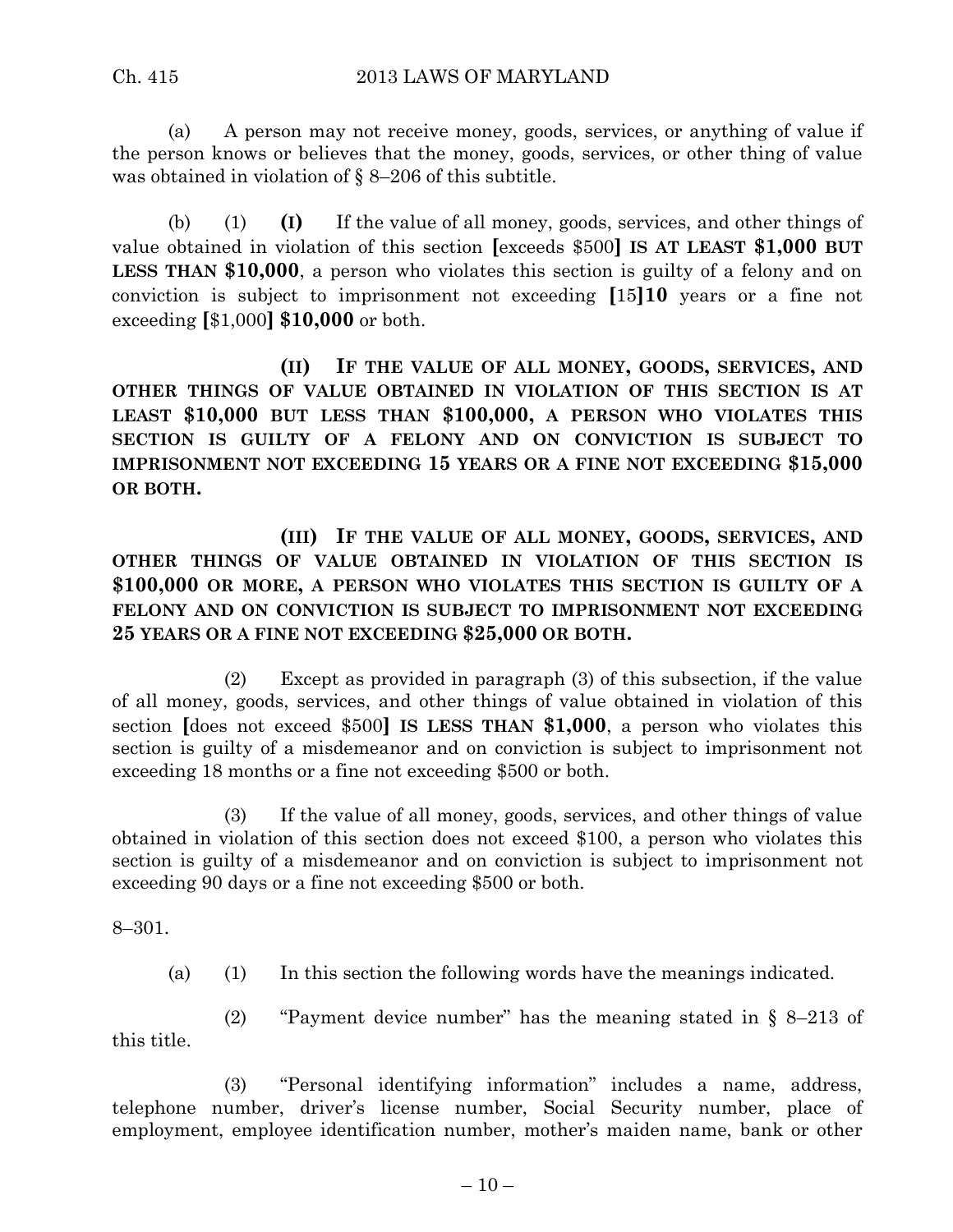(a) A person may not receive money, goods, services, or anything of value if the person knows or believes that the money, goods, services, or other thing of value was obtained in violation of § 8–206 of this subtitle.

(b) (1) **(I)** If the value of all money, goods, services, and other things of value obtained in violation of this section **[**exceeds $500**]** **IS AT LEAST $1,000 BUT LESS THAN $10,000**, a person who violates this section is guilty of a felony and on conviction is subject to imprisonment not exceeding **[**15**]** **10** years or a fine not exceeding **[**$1,000**]** **$10,000** or both.

**(II) IF THE VALUE OF ALL MONEY, GOODS, SERVICES, AND OTHER THINGS OF VALUE OBTAINED IN VIOLATION OF THIS SECTION IS AT LEAST $10,000 BUT LESS THAN $100,000, A PERSON WHO VIOLATES THIS SECTION IS GUILTY OF A FELONY AND ON CONVICTION IS SUBJECT TO IMPRISONMENT NOT EXCEEDING 15 YEARS OR A FINE NOT EXCEEDING $15,000 OR BOTH.**

**(III) IF THE VALUE OF ALL MONEY, GOODS, SERVICES, AND OTHER THINGS OF VALUE OBTAINED IN VIOLATION OF THIS SECTION IS $100,000 OR MORE, A PERSON WHO VIOLATES THIS SECTION IS GUILTY OF A FELONY AND ON CONVICTION IS SUBJECT TO IMPRISONMENT NOT EXCEEDING 25 YEARS OR A FINE NOT EXCEEDING $25,000 OR BOTH.**

(2) Except as provided in paragraph (3) of this subsection, if the value of all money, goods, services, and other things of value obtained in violation of this section **[**does not exceed $500**]** **IS LESS THAN $1,000**, a person who violates this section is guilty of a misdemeanor and on conviction is subject to imprisonment not exceeding 18 months or a fine not exceeding $500 or both.

(3) If the value of all money, goods, services, and other things of value obtained in violation of this section does not exceed $100, a person who violates this section is guilty of a misdemeanor and on conviction is subject to imprisonment not exceeding 90 days or a fine not exceeding $500 or both.

8–301.

(a) (1) In this section the following words have the meanings indicated.

(2) "Payment device number" has the meaning stated in § 8–213 of this title.

(3) "Personal identifying information" includes a name, address, telephone number, driver's license number, Social Security number, place of employment, employee identification number, mother's maiden name, bank or other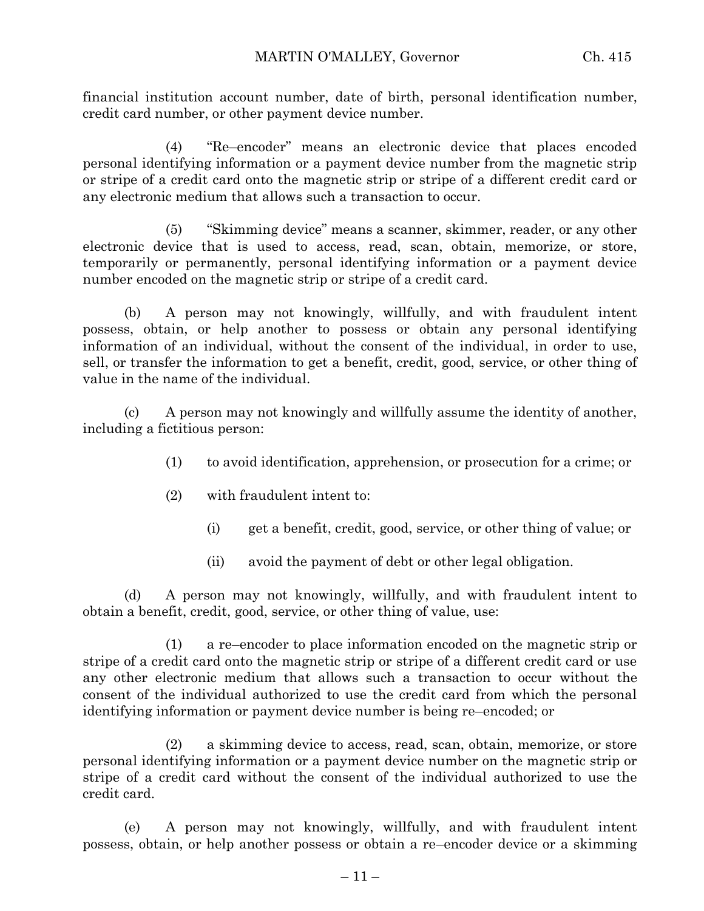financial institution account number, date of birth, personal identification number, credit card number, or other payment device number.

(4) "Re–encoder" means an electronic device that places encoded personal identifying information or a payment device number from the magnetic strip or stripe of a credit card onto the magnetic strip or stripe of a different credit card or any electronic medium that allows such a transaction to occur.

(5) "Skimming device" means a scanner, skimmer, reader, or any other electronic device that is used to access, read, scan, obtain, memorize, or store, temporarily or permanently, personal identifying information or a payment device number encoded on the magnetic strip or stripe of a credit card.

(b) A person may not knowingly, willfully, and with fraudulent intent possess, obtain, or help another to possess or obtain any personal identifying information of an individual, without the consent of the individual, in order to use, sell, or transfer the information to get a benefit, credit, good, service, or other thing of value in the name of the individual.

(c) A person may not knowingly and willfully assume the identity of another, including a fictitious person:

(1) to avoid identification, apprehension, or prosecution for a crime; or

(2) with fraudulent intent to:

(i) get a benefit, credit, good, service, or other thing of value; or

(ii) avoid the payment of debt or other legal obligation.

(d) A person may not knowingly, willfully, and with fraudulent intent to obtain a benefit, credit, good, service, or other thing of value, use:

(1) a re–encoder to place information encoded on the magnetic strip or stripe of a credit card onto the magnetic strip or stripe of a different credit card or use any other electronic medium that allows such a transaction to occur without the consent of the individual authorized to use the credit card from which the personal identifying information or payment device number is being re–encoded; or

(2) a skimming device to access, read, scan, obtain, memorize, or store personal identifying information or a payment device number on the magnetic strip or stripe of a credit card without the consent of the individual authorized to use the credit card.

(e) A person may not knowingly, willfully, and with fraudulent intent possess, obtain, or help another possess or obtain a re–encoder device or a skimming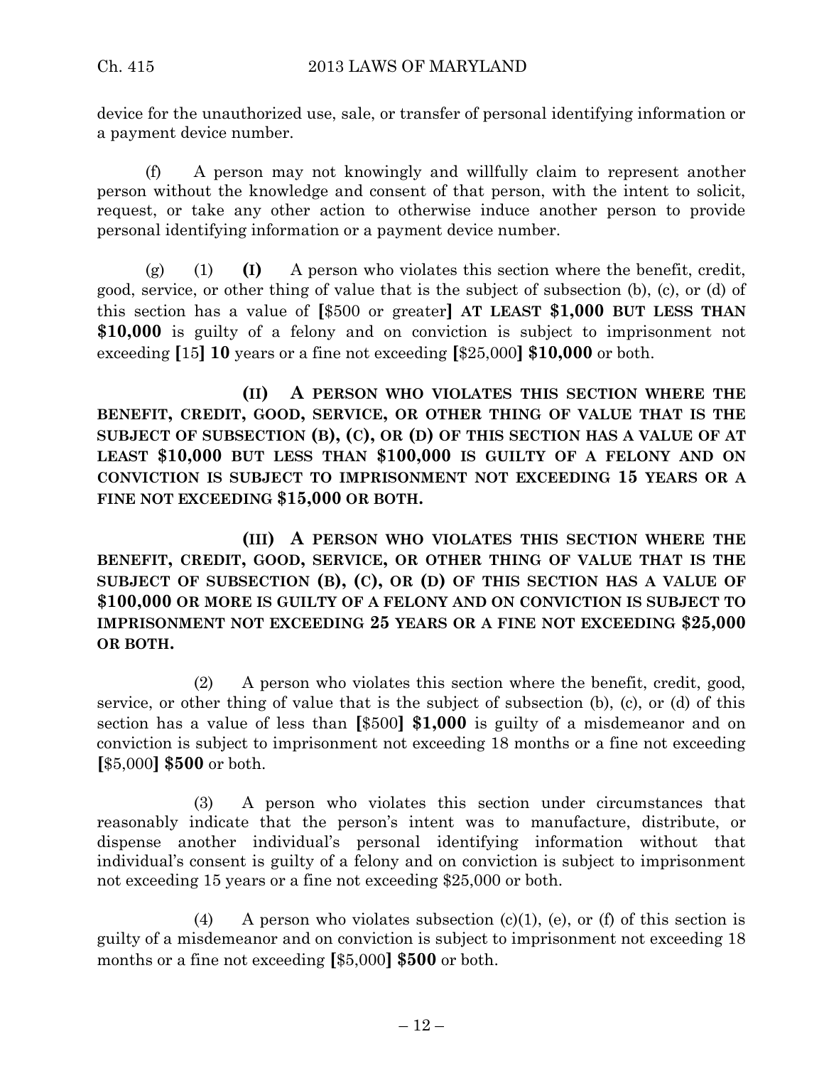device for the unauthorized use, sale, or transfer of personal identifying information or a payment device number.

(f) A person may not knowingly and willfully claim to represent another person without the knowledge and consent of that person, with the intent to solicit, request, or take any other action to otherwise induce another person to provide personal identifying information or a payment device number.

(g) (1) **(I)** A person who violates this section where the benefit, credit, good, service, or other thing of value that is the subject of subsection (b), (c), or (d) of this section has a value of **[**$500 or greater**]** **AT LEAST $1,000 BUT LESS THAN $10,000** is guilty of a felony and on conviction is subject to imprisonment not exceeding **[**15**]** **10** years or a fine not exceeding **[**$25,000**]** **$10,000** or both.

**(II) A PERSON WHO VIOLATES THIS SECTION WHERE THE BENEFIT, CREDIT, GOOD, SERVICE, OR OTHER THING OF VALUE THAT IS THE SUBJECT OF SUBSECTION (B), (C), OR (D) OF THIS SECTION HAS A VALUE OF AT LEAST $10,000 BUT LESS THAN $100,000 IS GUILTY OF A FELONY AND ON CONVICTION IS SUBJECT TO IMPRISONMENT NOT EXCEEDING 15 YEARS OR A FINE NOT EXCEEDING $15,000 OR BOTH.**

**(III) A PERSON WHO VIOLATES THIS SECTION WHERE THE BENEFIT, CREDIT, GOOD, SERVICE, OR OTHER THING OF VALUE THAT IS THE SUBJECT OF SUBSECTION (B), (C), OR (D) OF THIS SECTION HAS A VALUE OF $100,000 OR MORE IS GUILTY OF A FELONY AND ON CONVICTION IS SUBJECT TO IMPRISONMENT NOT EXCEEDING 25 YEARS OR A FINE NOT EXCEEDING $25,000 OR BOTH.**

(2) A person who violates this section where the benefit, credit, good, service, or other thing of value that is the subject of subsection (b), (c), or (d) of this section has a value of less than **[**$500**]** **$1,000** is guilty of a misdemeanor and on conviction is subject to imprisonment not exceeding 18 months or a fine not exceeding **[**$5,000**]** **$500** or both.

(3) A person who violates this section under circumstances that reasonably indicate that the person's intent was to manufacture, distribute, or dispense another individual's personal identifying information without that individual's consent is guilty of a felony and on conviction is subject to imprisonment not exceeding 15 years or a fine not exceeding $25,000 or both.

(4) A person who violates subsection (c)(1), (e), or (f) of this section is guilty of a misdemeanor and on conviction is subject to imprisonment not exceeding 18 months or a fine not exceeding **[**$5,000**]** **$500** or both.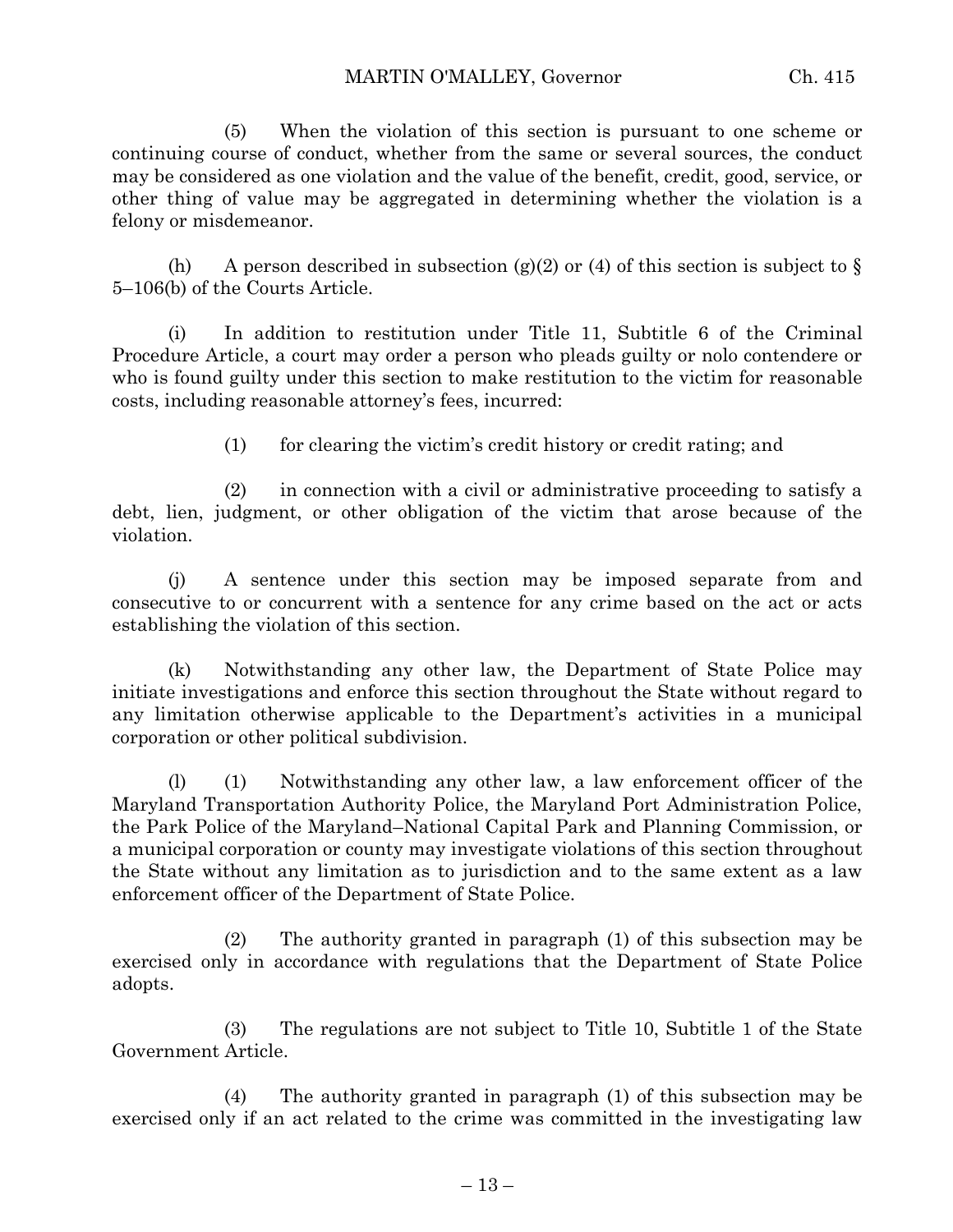(5) When the violation of this section is pursuant to one scheme or continuing course of conduct, whether from the same or several sources, the conduct may be considered as one violation and the value of the benefit, credit, good, service, or other thing of value may be aggregated in determining whether the violation is a felony or misdemeanor.

(h) A person described in subsection (g)(2) or (4) of this section is subject to § 5–106(b) of the Courts Article.

(i) In addition to restitution under Title 11, Subtitle 6 of the Criminal Procedure Article, a court may order a person who pleads guilty or nolo contendere or who is found guilty under this section to make restitution to the victim for reasonable costs, including reasonable attorney's fees, incurred:

(1) for clearing the victim's credit history or credit rating; and

(2) in connection with a civil or administrative proceeding to satisfy a debt, lien, judgment, or other obligation of the victim that arose because of the violation.

(j) A sentence under this section may be imposed separate from and consecutive to or concurrent with a sentence for any crime based on the act or acts establishing the violation of this section.

(k) Notwithstanding any other law, the Department of State Police may initiate investigations and enforce this section throughout the State without regard to any limitation otherwise applicable to the Department's activities in a municipal corporation or other political subdivision.

(l) (1) Notwithstanding any other law, a law enforcement officer of the Maryland Transportation Authority Police, the Maryland Port Administration Police, the Park Police of the Maryland–National Capital Park and Planning Commission, or a municipal corporation or county may investigate violations of this section throughout the State without any limitation as to jurisdiction and to the same extent as a law enforcement officer of the Department of State Police.

(2) The authority granted in paragraph (1) of this subsection may be exercised only in accordance with regulations that the Department of State Police adopts.

(3) The regulations are not subject to Title 10, Subtitle 1 of the State Government Article.

(4) The authority granted in paragraph (1) of this subsection may be exercised only if an act related to the crime was committed in the investigating law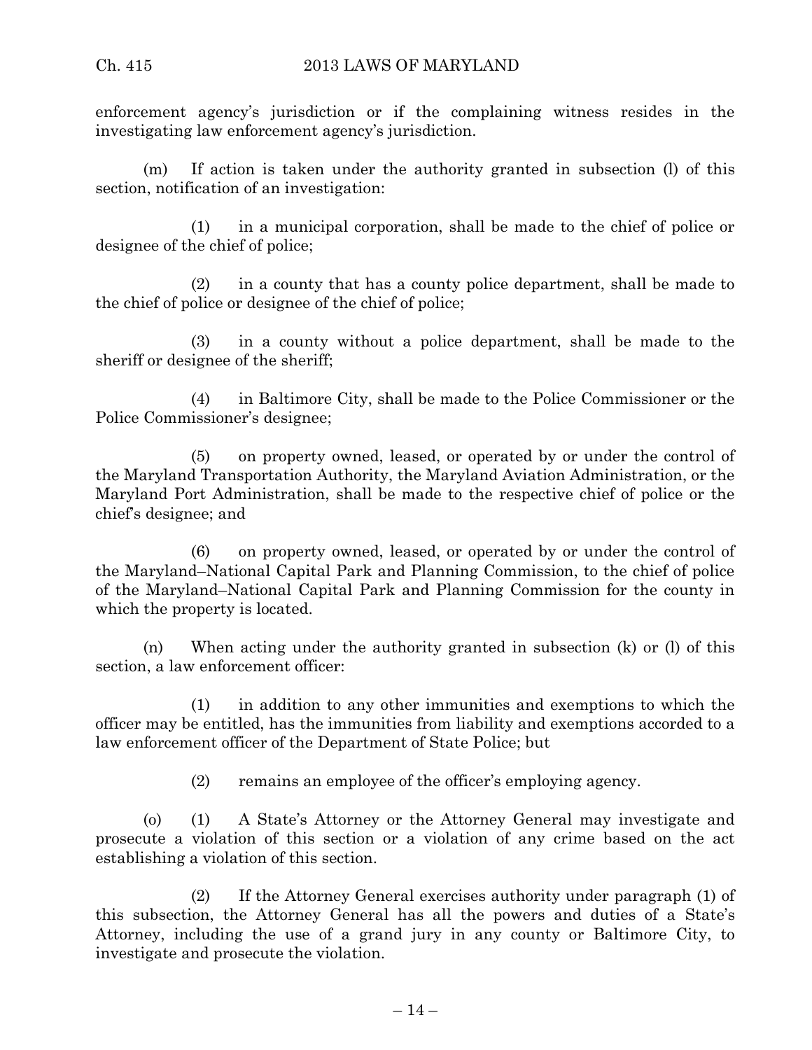enforcement agency's jurisdiction or if the complaining witness resides in the investigating law enforcement agency's jurisdiction.

(m) If action is taken under the authority granted in subsection (l) of this section, notification of an investigation:

(1) in a municipal corporation, shall be made to the chief of police or designee of the chief of police;

(2) in a county that has a county police department, shall be made to the chief of police or designee of the chief of police;

(3) in a county without a police department, shall be made to the sheriff or designee of the sheriff;

(4) in Baltimore City, shall be made to the Police Commissioner or the Police Commissioner's designee;

(5) on property owned, leased, or operated by or under the control of the Maryland Transportation Authority, the Maryland Aviation Administration, or the Maryland Port Administration, shall be made to the respective chief of police or the chief's designee; and

(6) on property owned, leased, or operated by or under the control of the Maryland–National Capital Park and Planning Commission, to the chief of police of the Maryland–National Capital Park and Planning Commission for the county in which the property is located.

(n) When acting under the authority granted in subsection (k) or (l) of this section, a law enforcement officer:

(1) in addition to any other immunities and exemptions to which the officer may be entitled, has the immunities from liability and exemptions accorded to a law enforcement officer of the Department of State Police; but

(2) remains an employee of the officer's employing agency.

(o) (1) A State's Attorney or the Attorney General may investigate and prosecute a violation of this section or a violation of any crime based on the act establishing a violation of this section.

(2) If the Attorney General exercises authority under paragraph (1) of this subsection, the Attorney General has all the powers and duties of a State's Attorney, including the use of a grand jury in any county or Baltimore City, to investigate and prosecute the violation.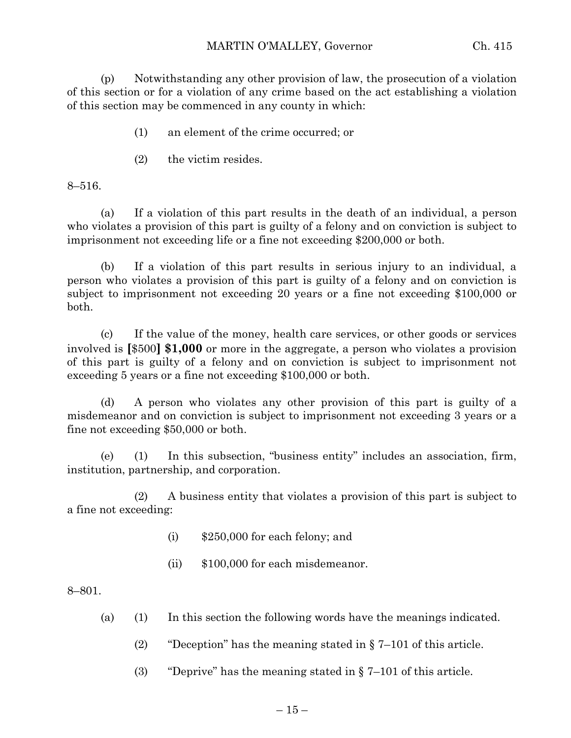(p) Notwithstanding any other provision of law, the prosecution of a violation of this section or for a violation of any crime based on the act establishing a violation of this section may be commenced in any county in which:

(1) an element of the crime occurred; or

(2) the victim resides.

8–516.

(a) If a violation of this part results in the death of an individual, a person who violates a provision of this part is guilty of a felony and on conviction is subject to imprisonment not exceeding life or a fine not exceeding $200,000 or both.

(b) If a violation of this part results in serious injury to an individual, a person who violates a provision of this part is guilty of a felony and on conviction is subject to imprisonment not exceeding 20 years or a fine not exceeding $100,000 or both.

(c) If the value of the money, health care services, or other goods or services involved is **[**$500**]** **$1,000** or more in the aggregate, a person who violates a provision of this part is guilty of a felony and on conviction is subject to imprisonment not exceeding 5 years or a fine not exceeding $100,000 or both.

(d) A person who violates any other provision of this part is guilty of a misdemeanor and on conviction is subject to imprisonment not exceeding 3 years or a fine not exceeding $50,000 or both.

(e) (1) In this subsection, "business entity" includes an association, firm, institution, partnership, and corporation.

(2) A business entity that violates a provision of this part is subject to a fine not exceeding:

(i) $250,000 for each felony; and

(ii) $100,000 for each misdemeanor.

8–801.

(a) (1) In this section the following words have the meanings indicated.

(2) "Deception" has the meaning stated in § 7–101 of this article.

(3) "Deprive" has the meaning stated in § 7–101 of this article.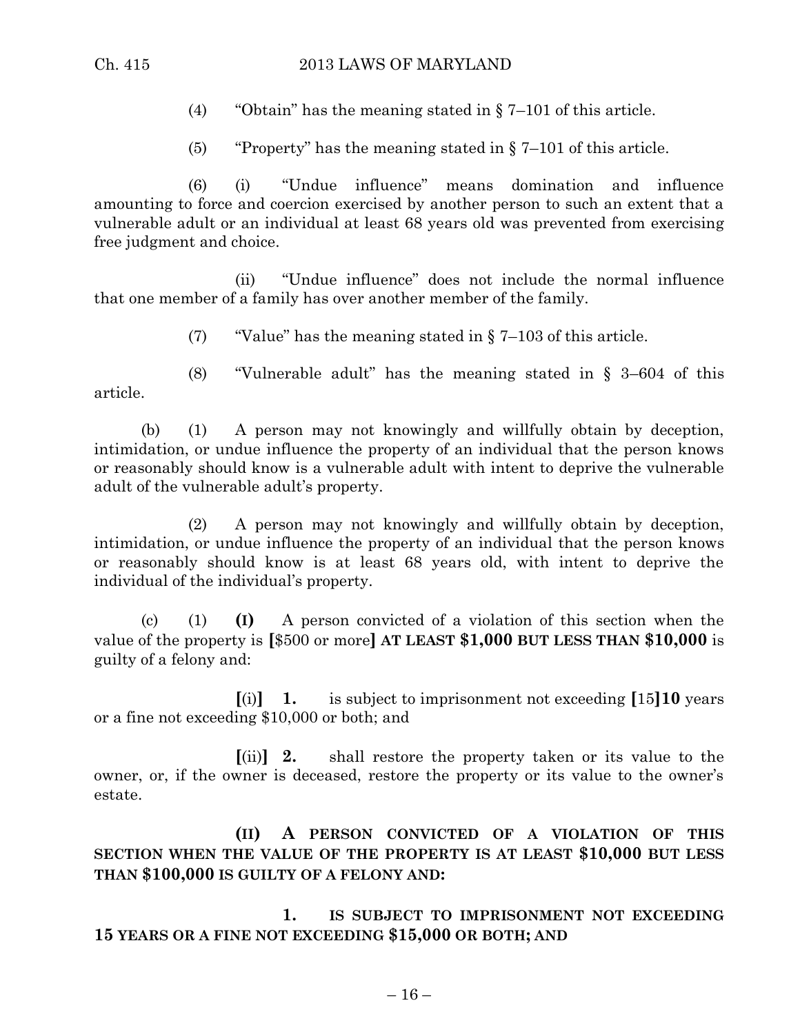(4) "Obtain" has the meaning stated in § 7–101 of this article.

(5) "Property" has the meaning stated in § 7–101 of this article.

(6) (i) "Undue influence" means domination and influence amounting to force and coercion exercised by another person to such an extent that a vulnerable adult or an individual at least 68 years old was prevented from exercising free judgment and choice.

(ii) "Undue influence" does not include the normal influence that one member of a family has over another member of the family.

(7) "Value" has the meaning stated in § 7–103 of this article.

(8) "Vulnerable adult" has the meaning stated in § 3–604 of this article.

(b) (1) A person may not knowingly and willfully obtain by deception, intimidation, or undue influence the property of an individual that the person knows or reasonably should know is a vulnerable adult with intent to deprive the vulnerable adult of the vulnerable adult's property.

(2) A person may not knowingly and willfully obtain by deception, intimidation, or undue influence the property of an individual that the person knows or reasonably should know is at least 68 years old, with intent to deprive the individual of the individual's property.

(c) (1) **(I)** A person convicted of a violation of this section when the value of the property is **[**$500 or more**] AT LEAST $1,000 BUT LESS THAN $10,000** is guilty of a felony and:

**[**(i)**] 1.** is subject to imprisonment not exceeding **[**15**]10** years or a fine not exceeding $10,000 or both; and

**[**(ii)**] 2.** shall restore the property taken or its value to the owner, or, if the owner is deceased, restore the property or its value to the owner's estate.

**(II) A PERSON CONVICTED OF A VIOLATION OF THIS SECTION WHEN THE VALUE OF THE PROPERTY IS AT LEAST $10,000 BUT LESS THAN $100,000 IS GUILTY OF A FELONY AND:**

**1. IS SUBJECT TO IMPRISONMENT NOT EXCEEDING 15 YEARS OR A FINE NOT EXCEEDING $15,000 OR BOTH; AND**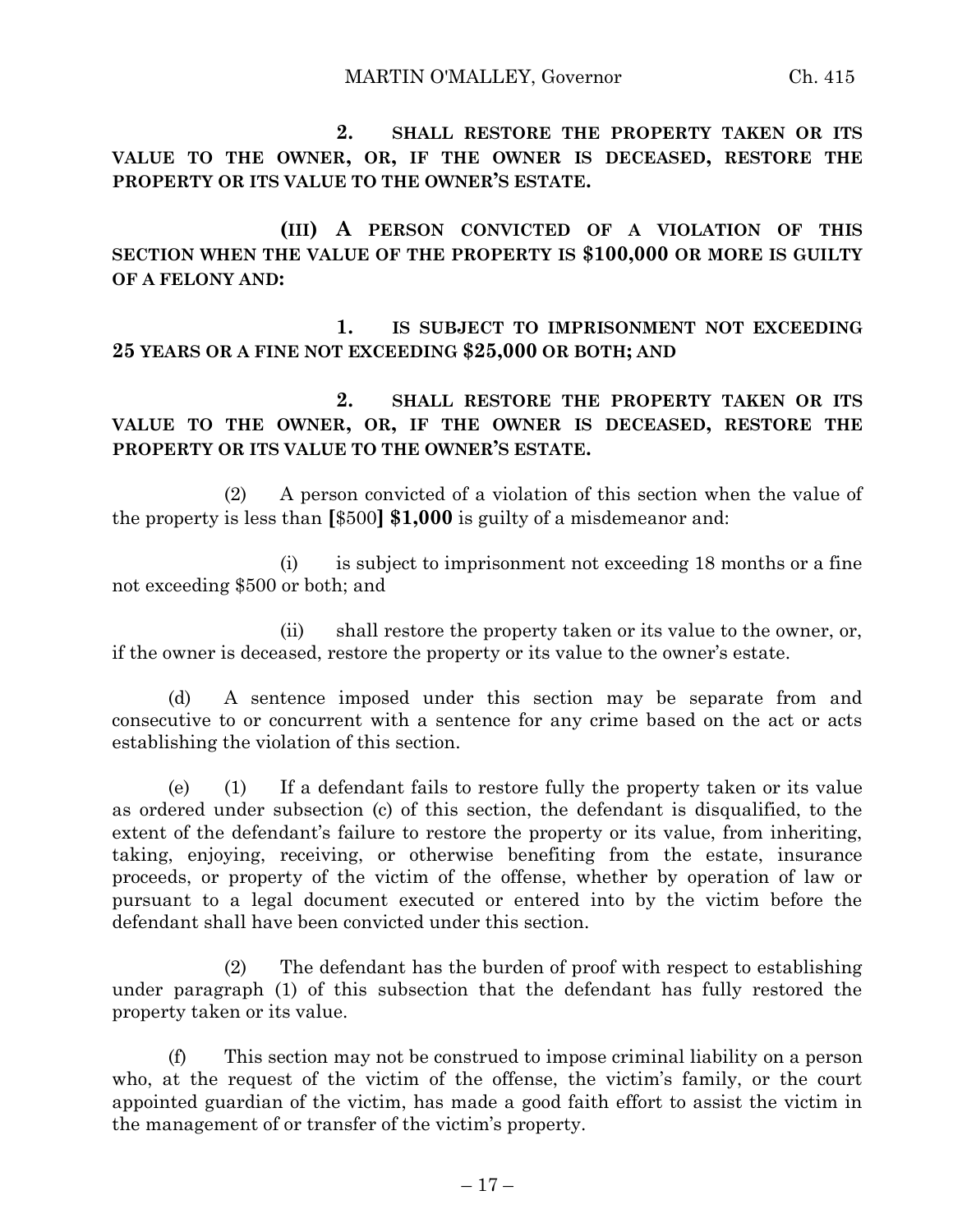2. **SHALL RESTORE THE PROPERTY TAKEN OR ITS VALUE TO THE OWNER, OR, IF THE OWNER IS DECEASED, RESTORE THE PROPERTY OR ITS VALUE TO THE OWNER'S ESTATE.**

**(III) A PERSON CONVICTED OF A VIOLATION OF THIS SECTION WHEN THE VALUE OF THE PROPERTY IS $100,000 OR MORE IS GUILTY OF A FELONY AND:**

1. **IS SUBJECT TO IMPRISONMENT NOT EXCEEDING 25 YEARS OR A FINE NOT EXCEEDING $25,000 OR BOTH; AND**

2. **SHALL RESTORE THE PROPERTY TAKEN OR ITS VALUE TO THE OWNER, OR, IF THE OWNER IS DECEASED, RESTORE THE PROPERTY OR ITS VALUE TO THE OWNER'S ESTATE.**

(2) A person convicted of a violation of this section when the value of the property is less than **[**$500**] $1,000** is guilty of a misdemeanor and:

(i) is subject to imprisonment not exceeding 18 months or a fine not exceeding $500 or both; and

(ii) shall restore the property taken or its value to the owner, or, if the owner is deceased, restore the property or its value to the owner's estate.

(d) A sentence imposed under this section may be separate from and consecutive to or concurrent with a sentence for any crime based on the act or acts establishing the violation of this section.

(e) (1) If a defendant fails to restore fully the property taken or its value as ordered under subsection (c) of this section, the defendant is disqualified, to the extent of the defendant's failure to restore the property or its value, from inheriting, taking, enjoying, receiving, or otherwise benefiting from the estate, insurance proceeds, or property of the victim of the offense, whether by operation of law or pursuant to a legal document executed or entered into by the victim before the defendant shall have been convicted under this section.

(2) The defendant has the burden of proof with respect to establishing under paragraph (1) of this subsection that the defendant has fully restored the property taken or its value.

(f) This section may not be construed to impose criminal liability on a person who, at the request of the victim of the offense, the victim's family, or the court appointed guardian of the victim, has made a good faith effort to assist the victim in the management of or transfer of the victim's property.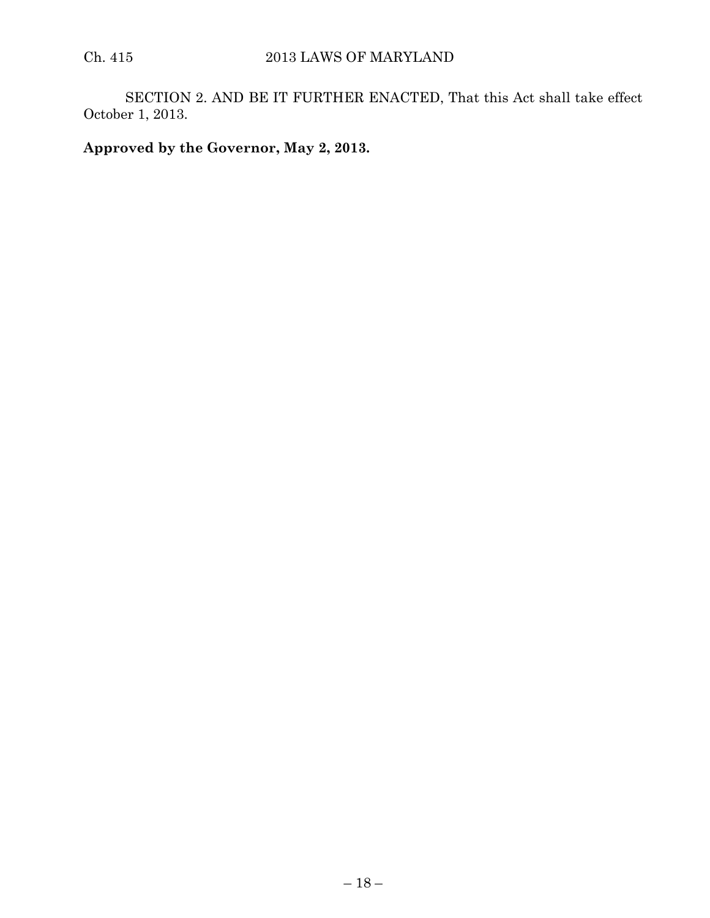SECTION 2. AND BE IT FURTHER ENACTED, That this Act shall take effect October 1, 2013.

**Approved by the Governor, May 2, 2013.**